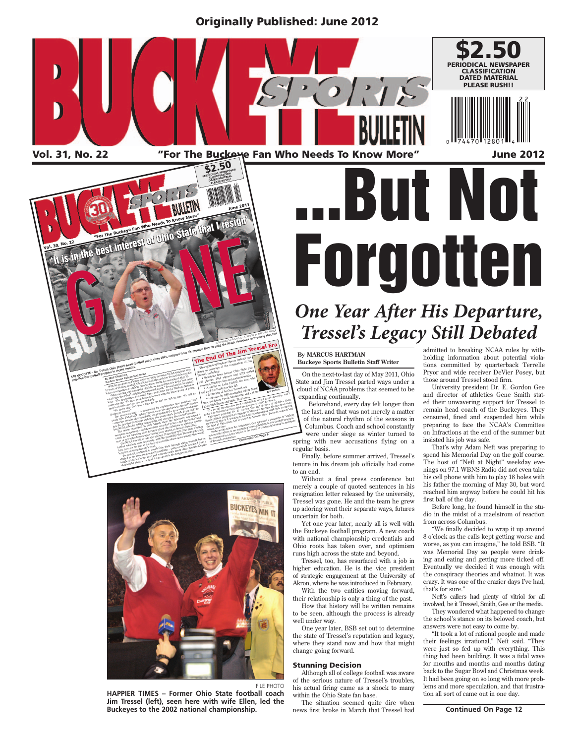Originally Published: June 2012

# BUCKEYE SPORTS BULLETIN

$2.50 PERIODICAL NEWSPAPER CLASSIFICATION DATED MATERIAL PLEASE RUSH!!

Vol. 31, No. 22 — "For The Buckeye Fan Who Needs To Know More" — June 2012

# ...But Not Forgotten

## *One Year After His Departure, Tressel's Legacy Still Debated*

**By MARCUS HARTMAN**
**Buckeye Sports Bulletin Staff Writer**

On the next-to-last day of May 2011, Ohio State and Jim Tressel parted ways under a cloud of NCAA problems that seemed to be expanding continually.

Beforehand, every day felt longer than the last, and that was not merely a matter of the natural rhythm of the seasons in Columbus. Coach and school constantly were under siege as winter turned to spring with new accusations flying on a regular basis.

Finally, before summer arrived, Tressel's tenure in his dream job officially had come to an end.

Without a final press conference but merely a couple of quoted sentences in his resignation letter released by the university, Tressel was gone. He and the team he grew up adoring went their separate ways, futures uncertain for both.

Yet one year later, nearly all is well with the Buckeye football program. A new coach with national championship credentials and Ohio roots has taken over, and optimism runs high across the state and beyond.

Tressel, too, has resurfaced with a job in higher education. He is the vice president of strategic engagement at the University of Akron, where he was introduced in February.

With the two entities moving forward, their relationship is only a thing of the past.

How that history will be written remains to be seen, although the process is already well under way.

One year later, BSB set out to determine the state of Tressel's reputation and legacy, where they stand now and how that might change going forward.

### Stunning Decision

Although all of college football was aware of the serious nature of Tressel's troubles, his actual firing came as a shock to many within the Ohio State fan base.

The situation seemed quite dire when news first broke in March that Tressel had admitted to breaking NCAA rules by withholding information about potential violations committed by quarterback Terrelle Pryor and wide receiver DeVier Posey, but those around Tressel stood firm.

University president Dr. E. Gordon Gee and director of athletics Gene Smith stated their unwavering support for Tressel to remain head coach of the Buckeyes. They censured, fined and suspended him while preparing to face the NCAA's Committee on Infractions at the end of the summer but insisted his job was safe.

That's why Adam Neft was preparing to spend his Memorial Day on the golf course. The host of "Neft at Night" weekday evenings on 97.1 WBNS Radio did not even take his cell phone with him to play 18 holes with his father the morning of May 30, but word reached him anyway before he could hit his first ball of the day.

Before long, he found himself in the studio in the midst of a maelstrom of reaction from across Columbus.

"We finally decided to wrap it up around 8 o'clock as the calls kept getting worse and worse, as you can imagine," he told BSB. "It was Memorial Day so people were drinking and eating and getting more ticked off. Eventually we decided it was enough with the conspiracy theories and whatnot. It was crazy. It was one of the crazier days I've had, that's for sure."

Neft's callers had plenty of vitriol for all involved, be it Tressel, Smith, Gee or the media.

They wondered what happened to change the school's stance on its beloved coach, but answers were not easy to come by.

"It took a lot of rational people and made their feelings irrational," Neft said. "They were just so fed up with everything. This thing had been building. It was a tidal wave for months and months and months dating back to the Sugar Bowl and Christmas week. It had been going on so long with more problems and more speculation, and that frustration all sort of came out in one day.

**Continued On Page 12**

FILE PHOTO
**HAPPIER TIMES – Former Ohio State football coach Jim Tressel (left), seen here with wife Ellen, led the Buckeyes to the 2002 national championship.**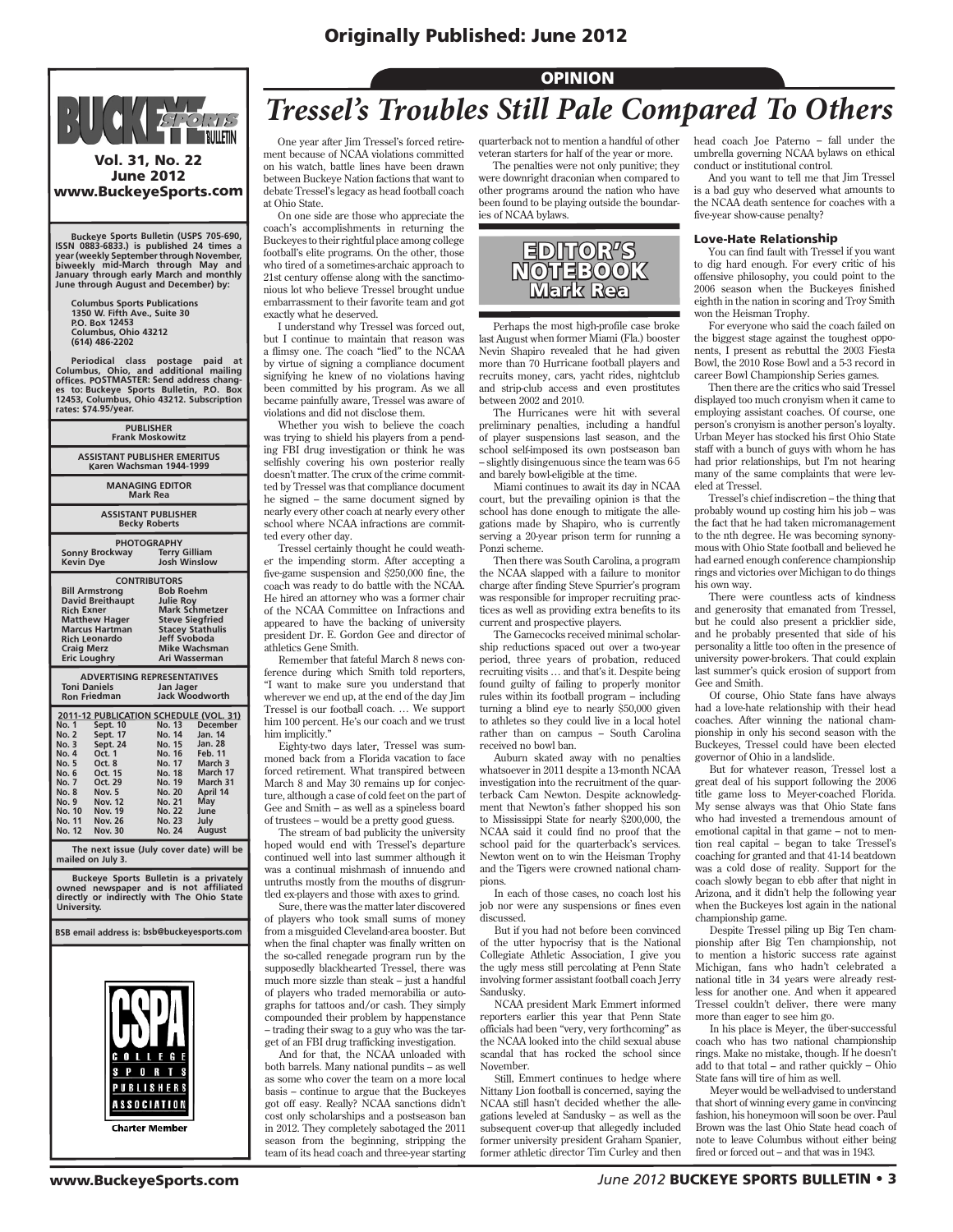Originally Published: June 2012

**Buckeye Sports Bulletin**

**Vol. 31, No. 22**
**June 2012**
**www.BuckeyeSports.com**

**Buckeye Sports Bulletin (USPS 705-690, ISSN 0883-6833.) is published 24 times a year (weekly September through November, biweekly mid-March through May and January through early March and monthly June through August and December) by:**

**Columbus Sports Publications**
**1350 W. Fifth Ave., Suite 30**
**P.O. Box 12453**
**Columbus, Ohio 43212**
**(614) 486-2202**

**Periodical class postage paid at Columbus, Ohio, and additional mailing offices. POSTMASTER: Send address changes to: Buckeye Sports Bulletin, P.O. Box 12453, Columbus, Ohio 43212. Subscription rates: $74.95/year.**

**PUBLISHER**
Frank Moskowitz

**ASSISTANT PUBLISHER EMERITUS**
Karen Wachsman 1944-1999

**MANAGING EDITOR**
Mark Rea

**ASSISTANT PUBLISHER**
Becky Roberts

**PHOTOGRAPHY**
Sonny Brockway, Terry Gilliam, Kevin Dye, Josh Winslow

**CONTRIBUTORS**
Bill Armstrong, Bob Roehm, David Breithaupt, Julie Roy, Rich Exner, Mark Schmetzer, Matthew Hager, Steve Siegfried, Marcus Hartman, Stacey Stathulis, Rich Leonardo, Jeff Svoboda, Craig Merz, Mike Wachsman, Eric Loughry, Ari Wasserman

**ADVERTISING REPRESENTATIVES**
Toni Daniels, Jan Jager, Ron Friedman, Jack Woodworth

**2011-12 PUBLICATION SCHEDULE (VOL. 31)**

| No. | Date | No. | Date |
|---|---|---|---|
| No. 1 | Sept. 10 | No. 13 | December |
| No. 2 | Sept. 17 | No. 14 | Jan. 14 |
| No. 3 | Sept. 24 | No. 15 | Jan. 28 |
| No. 4 | Oct. 1 | No. 16 | Feb. 11 |
| No. 5 | Oct. 8 | No. 17 | March 3 |
| No. 6 | Oct. 15 | No. 18 | March 17 |
| No. 7 | Oct. 29 | No. 19 | March 31 |
| No. 8 | Nov. 5 | No. 20 | April 14 |
| No. 9 | Nov. 12 | No. 21 | May |
| No. 10 | Nov. 19 | No. 22 | June |
| No. 11 | Nov. 26 | No. 23 | July |
| No. 12 | Nov. 30 | No. 24 | August |

**The next issue (July cover date) will be mailed on July 3.**

**Buckeye Sports Bulletin is a privately owned newspaper and is not affiliated directly or indirectly with The Ohio State University.**

**BSB email address is: bsb@buckeyesports.com**

CSPA College Sports Publishers Association — Charter Member

OPINION

# *Tressel's Troubles Still Pale Compared To Others*

**EDITOR'S NOTEBOOK — Mark Rea**

One year after Jim Tressel's forced retirement because of NCAA violations committed on his watch, battle lines have been drawn between Buckeye Nation factions that want to debate Tressel's legacy as head football coach at Ohio State.

On one side are those who appreciate the coach's accomplishments in returning the Buckeyes to their rightful place among college football's elite programs. On the other, those who tired of a sometimes-archaic approach to 21st century offense along with the sanctimonious lot who believe Tressel brought undue embarrassment to their favorite team and got exactly what he deserved.

I understand why Tressel was forced out, but I continue to maintain that reason was a flimsy one. The coach "lied" to the NCAA by virtue of signing a compliance document signifying he knew of no violations having been committed by his program. As we all became painfully aware, Tressel was aware of violations and did not disclose them.

Whether you wish to believe the coach was trying to shield his players from a pending FBI drug investigation or think he was selfishly covering his own posterior really doesn't matter. The crux of the crime committed by Tressel was that compliance document he signed – the same document signed by nearly every other coach at nearly every other school where NCAA infractions are committed every other day.

Tressel certainly thought he could weather the impending storm. After accepting a five-game suspension and $250,000 fine, the coach was ready to do battle with the NCAA. He hired an attorney who was a former chair of the NCAA Committee on Infractions and appeared to have the backing of university president Dr. E. Gordon Gee and director of athletics Gene Smith.

Remember that fateful March 8 news conference during which Smith told reporters, "I want to make sure you understand that wherever we end up, at the end of the day Jim Tressel is our football coach. … We support him 100 percent. He's our coach and we trust him implicitly."

Eighty-two days later, Tressel was summoned back from a Florida vacation to face forced retirement. What transpired between March 8 and May 30 remains up for conjecture, although a case of cold feet on the part of Gee and Smith – as well as a spineless board of trustees – would be a pretty good guess.

The stream of bad publicity the university hoped would end with Tressel's departure continued well into last summer although it was a continual mishmash of innuendo and untruths mostly from the mouths of disgruntled ex-players and those with axes to grind.

Sure, there was the matter later discovered of players who took small sums of money from a misguided Cleveland-area booster. But when the final chapter was finally written on the so-called renegade program run by the supposedly blackhearted Tressel, there was much more sizzle than steak – just a handful of players who traded memorabilia or autographs for tattoos and/or cash. They simply compounded their problem by happenstance – trading their swag to a guy who was the target of an FBI drug trafficking investigation.

And for that, the NCAA unloaded with both barrels. Many national pundits – as well as some who cover the team on a more local basis – continue to argue that the Buckeyes got off easy. Really? NCAA sanctions didn't cost only scholarships and a postseason ban in 2012. They completely sabotaged the 2011 season from the beginning, stripping the team of its head coach and three-year starting quarterback not to mention a handful of other veteran starters for half of the year or more.

The penalties were not only punitive; they were downright draconian when compared to other programs around the nation who have been found to be playing outside the boundaries of NCAA bylaws.

Perhaps the most high-profile case broke last August when former Miami (Fla.) booster Nevin Shapiro revealed that he had given more than 70 Hurricane football players and recruits money, cars, yacht rides, nightclub and strip-club access and even prostitutes between 2002 and 2010.

The Hurricanes were hit with several preliminary penalties, including a handful of player suspensions last season, and the school self-imposed its own postseason ban – slightly disingenuous since the team was 6-5 and barely bowl-eligible at the time.

Miami continues to await its day in NCAA court, but the prevailing opinion is that the school has done enough to mitigate the allegations made by Shapiro, who is currently serving a 20-year prison term for running a Ponzi scheme.

Then there was South Carolina, a program the NCAA slapped with a failure to monitor charge after finding Steve Spurrier's program was responsible for improper recruiting practices as well as providing extra benefits to its current and prospective players.

The Gamecocks received minimal scholarship reductions spaced out over a two-year period, three years of probation, reduced recruiting visits … and that's it. Despite being found guilty of failing to properly monitor rules within its football program – including turning a blind eye to nearly $50,000 given to athletes so they could live in a local hotel rather than on campus – South Carolina received no bowl ban.

Auburn skated away with no penalties whatsoever in 2011 despite a 13-month NCAA investigation into the recruitment of the quarterback Cam Newton. Despite acknowledgment that Newton's father shopped his son to Mississippi State for nearly $200,000, the NCAA said it could find no proof that the school paid for the quarterback's services. Newton went on to win the Heisman Trophy and the Tigers were crowned national champions.

In each of those cases, no coach lost his job nor were any suspensions or fines even discussed.

But if you had not before been convinced of the utter hypocrisy that is the National Collegiate Athletic Association, I give you the ugly mess still percolating at Penn State involving former assistant football coach Jerry Sandusky.

NCAA president Mark Emmert informed reporters earlier this year that Penn State officials had been "very, very forthcoming" as the NCAA looked into the child sexual abuse scandal that has rocked the school since November.

Still, Emmert continues to hedge where Nittany Lion football is concerned, saying the NCAA still hasn't decided whether the allegations leveled at Sandusky – as well as the subsequent cover-up that allegedly included former university president Graham Spanier, former athletic director Tim Curley and then head coach Joe Paterno – fall under the umbrella governing NCAA bylaws on ethical conduct or institutional control.

And you want to tell me that Jim Tressel is a bad guy who deserved what amounts to the NCAA death sentence for coaches with a five-year show-cause penalty?

### Love-Hate Relationship

You can find fault with Tressel if you want to dig hard enough. For every critic of his offensive philosophy, you could point to the 2006 season when the Buckeyes finished eighth in the nation in scoring and Troy Smith won the Heisman Trophy.

For everyone who said the coach failed on the biggest stage against the toughest opponents, I present as rebuttal the 2003 Fiesta Bowl, the 2010 Rose Bowl and a 5-3 record in career Bowl Championship Series games.

Then there are the critics who said Tressel displayed too much cronyism when it came to employing assistant coaches. Of course, one person's cronyism is another person's loyalty. Urban Meyer has stocked his first Ohio State staff with a bunch of guys with whom he has had prior relationships, but I'm not hearing many of the same complaints that were leveled at Tressel.

Tressel's chief indiscretion – the thing that probably wound up costing him his job – was the fact that he had taken micromanagement to the nth degree. He was becoming synonymous with Ohio State football and believed he had earned enough conference championship rings and victories over Michigan to do things his own way.

There were countless acts of kindness and generosity that emanated from Tressel, but he could also present a pricklier side, and he probably presented that side of his personality a little too often in the presence of university power-brokers. That could explain last summer's quick erosion of support from Gee and Smith.

Of course, Ohio State fans have always had a love-hate relationship with their head coaches. After winning the national championship in only his second season with the Buckeyes, Tressel could have been elected governor of Ohio in a landslide.

But for whatever reason, Tressel lost a great deal of his support following the 2006 title game loss to Meyer-coached Florida. My sense always was that Ohio State fans who had invested a tremendous amount of emotional capital in that game – not to mention real capital – began to take Tressel's coaching for granted and that 41-14 beatdown was a cold dose of reality. Support for the coach slowly began to ebb after that night in Arizona, and it didn't help the following year when the Buckeyes lost again in the national championship game.

Despite Tressel piling up Big Ten championship after Big Ten championship, not to mention a historic success rate against Michigan, fans who hadn't celebrated a national title in 34 years were already restless for another one. And when it appeared Tressel couldn't deliver, there were many more than eager to see him go.

In his place is Meyer, the über-successful coach who has two national championship rings. Make no mistake, though. If he doesn't add to that total – and rather quickly – Ohio State fans will tire of him as well.

Meyer would be well-advised to understand that short of winning every game in convincing fashion, his honeymoon will soon be over. Paul Brown was the last Ohio State head coach of note to leave Columbus without either being fired or forced out – and that was in 1943.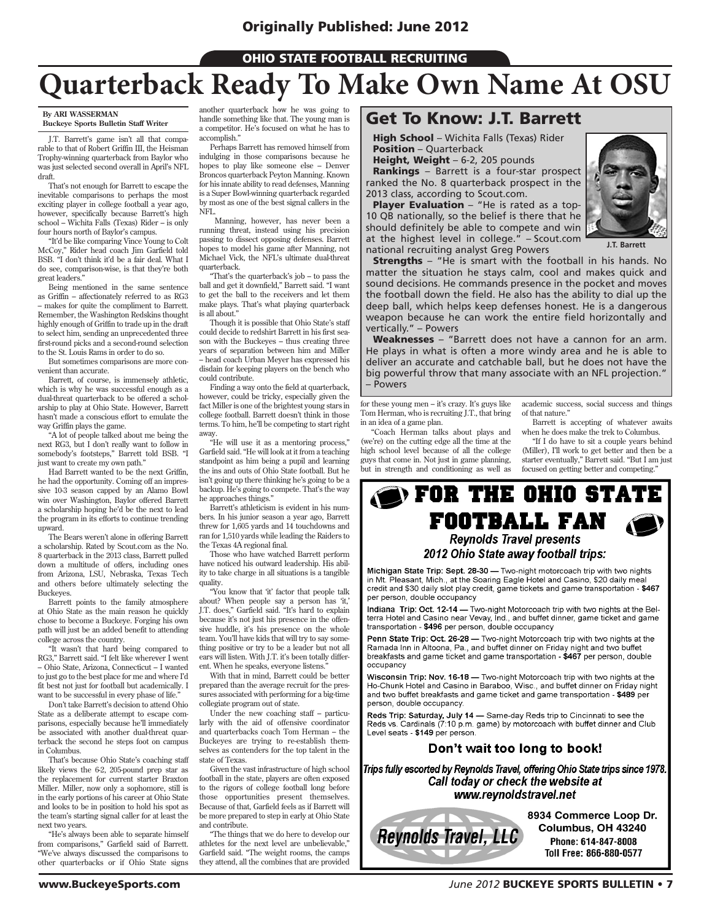Originally Published: June 2012

OHIO STATE FOOTBALL RECRUITING

# Quarterback Ready To Make Own Name At OSU

**By ARI WASSERMAN**
**Buckeye Sports Bulletin Staff Writer**

J.T. Barrett's game isn't all that comparable to that of Robert Griffin III, the Heisman Trophy-winning quarterback from Baylor who was just selected second overall in April's NFL draft.

That's not enough for Barrett to escape the inevitable comparisons to perhaps the most exciting player in college football a year ago, however, specifically because Barrett's high school – Wichita Falls (Texas) Rider – is only four hours north of Baylor's campus.

"It'd be like comparing Vince Young to Colt McCoy," Rider head coach Jim Garfield told BSB. "I don't think it'd be a fair deal. What I do see, comparison-wise, is that they're both great leaders."

Being mentioned in the same sentence as Griffin – affectionately referred to as RG3 – makes for quite the compliment to Barrett. Remember, the Washington Redskins thought highly enough of Griffin to trade up in the draft to select him, sending an unprecedented three first-round picks and a second-round selection to the St. Louis Rams in order to do so.

But sometimes comparisons are more convenient than accurate.

Barrett, of course, is immensely athletic, which is why he was successful enough as a dual-threat quarterback to be offered a scholarship to play at Ohio State. However, Barrett hasn't made a conscious effort to emulate the way Griffin plays the game.

"A lot of people talked about me being the next RG3, but I don't really want to follow in somebody's footsteps," Barrett told BSB. "I just want to create my own path."

Had Barrett wanted to be the next Griffin, he had the opportunity. Coming off an impressive 10-3 season capped by an Alamo Bowl win over Washington, Baylor offered Barrett a scholarship hoping he'd be the next to lead the program in its efforts to continue trending upward.

The Bears weren't alone in offering Barrett a scholarship. Rated by Scout.com as the No. 8 quarterback in the 2013 class, Barrett pulled down a multitude of offers, including ones from Arizona, LSU, Nebraska, Texas Tech and others before ultimately selecting the Buckeyes.

Barrett points to the family atmosphere at Ohio State as the main reason he quickly chose to become a Buckeye. Forging his own path will just be an added benefit to attending college across the country.

"It wasn't that hard being compared to RG3," Barrett said. "I felt like wherever I went – Ohio State, Arizona, Connecticut – I wanted to just go to the best place for me and where I'd fit best not just for football but academically. I want to be successful in every phase of life."

Don't take Barrett's decision to attend Ohio State as a deliberate attempt to escape comparisons, especially because he'll immediately be associated with another dual-threat quarterback the second he steps foot on campus in Columbus.

That's because Ohio State's coaching staff likely views the 6-2, 205-pound prep star as the replacement for current starter Braxton Miller. Miller, now only a sophomore, is still in the early portions of his career at Ohio State and looks to be in position to hold his spot as the team's starting signal caller for at least the next two years.

"He's always been able to separate himself from comparisons," Garfield said of Barrett. "We've always discussed the comparisons to other quarterbacks or if Ohio State signs another quarterback how he was going to handle something like that. The young man is a competitor. He's focused on what he has to accomplish."

Perhaps Barrett has removed himself from indulging in those comparisons because he hopes to play like someone else – Denver Broncos quarterback Peyton Manning. Known for his innate ability to read defenses, Manning is a Super Bowl-winning quarterback regarded by most as one of the best signal callers in the NFL.

Manning, however, has never been a running threat, instead using his precision passing to dissect opposing defenses. Barrett hopes to model his game after Manning, not Michael Vick, the NFL's ultimate dual-threat quarterback.

"That's the quarterback's job – to pass the ball and get it downfield," Barrett said. "I want to get the ball to the receivers and let them make plays. That's what playing quarterback is all about."

Though it is possible that Ohio State's staff could decide to redshirt Barrett in his first season with the Buckeyes – thus creating three years of separation between him and Miller – head coach Urban Meyer has expressed his disdain for keeping players on the bench who could contribute.

Finding a way onto the field at quarterback, however, could be tricky, especially given the fact Miller is one of the brightest young stars in college football. Barrett doesn't think in those terms. To him, he'll be competing to start right away.

"He will use it as a mentoring process," Garfield said. "He will look at it from a teaching standpoint as him being a pupil and learning the ins and outs of Ohio State football. But he isn't going up there thinking he's going to be a backup. He's going to compete. That's the way he approaches things."

Barrett's athleticism is evident in his numbers. In his junior season a year ago, Barrett threw for 1,605 yards and 14 touchdowns and ran for 1,510 yards while leading the Raiders to the Texas 4A regional final.

Those who have watched Barrett perform have noticed his outward leadership. His ability to take charge in all situations is a tangible quality.

"You know that 'it' factor that people talk about? When people say a person has 'it,' J.T. does," Garfield said. "It's hard to explain because it's not just his presence in the offensive huddle, it's his presence on the whole team. You'll have kids that will try to say something positive or try to be a leader but not all ears will listen. With J.T. it's been totally different. When he speaks, everyone listens."

With that in mind, Barrett could be better prepared than the average recruit for the pressures associated with performing for a big-time collegiate program out of state.

Under the new coaching staff – particularly with the aid of offensive coordinator and quarterbacks coach Tom Herman – the Buckeyes are trying to re-establish themselves as contenders for the top talent in the state of Texas.

Given the vast infrastructure of high school football in the state, players are often exposed to the rigors of college football long before those opportunities present themselves. Because of that, Garfield feels as if Barrett will be more prepared to step in early at Ohio State and contribute.

"The things that we do here to develop our athletes for the next level are unbelievable," Garfield said. "The weight rooms, the camps they attend, all the combines that are provided for these young men – it's crazy. It's guys like Tom Herman, who is recruiting J.T., that bring in an idea of a game plan.

"Coach Herman talks about plays and (we're) on the cutting edge all the time at the high school level because of all the college guys that come in. Not just in game planning, but in strength and conditioning as well as academic success, social success and things of that nature."

Barrett is accepting of whatever awaits when he does make the trek to Columbus.

"If I do have to sit a couple years behind (Miller), I'll work to get better and then be a starter eventually," Barrett said. "But I am just focused on getting better and competing."

## Get To Know: J.T. Barrett

**High School** – Wichita Falls (Texas) Rider
**Position** – Quarterback
**Height, Weight** – 6-2, 205 pounds
**Rankings** – Barrett is a four-star prospect ranked the No. 8 quarterback prospect in the 2013 class, according to Scout.com.
**Player Evaluation** – "He is rated as a top-10 QB nationally, so the belief is there that he should definitely be able to compete and win at the highest level in college." – Scout.com national recruiting analyst Greg Powers
**Strengths** – "He is smart with the football in his hands. No matter the situation he stays calm, cool and makes quick and sound decisions. He commands presence in the pocket and moves the football down the field. He also has the ability to dial up the deep ball, which helps keep defenses honest. He is a dangerous weapon because he can work the entire field horizontally and vertically." – Powers
**Weaknesses** – "Barrett does not have a cannon for an arm. He plays in what is often a more windy area and he is able to deliver an accurate and catchable ball, but he does not have the big powerful throw that many associate with an NFL projection." – Powers

J.T. Barrett

## FOR THE OHIO STATE FOOTBALL FAN

*Reynolds Travel presents*
*2012 Ohio State away football trips:*

**Michigan State Trip: Sept. 28-30** — Two-night motorcoach trip with two nights in Mt. Pleasant, Mich., at the Soaring Eagle Hotel and Casino, $20 daily meal credit and $30 daily slot play credit, game tickets and game transportation - **$467** per person, double occupancy

**Indiana Trip: Oct. 12-14** — Two-night Motorcoach trip with two nights at the Belterra Hotel and Casino near Vevay, Ind., and buffet dinner, game ticket and game transportation - **$496** per person, double occupancy

**Penn State Trip: Oct. 26-28** — Two-night Motorcoach trip with two nights at the Ramada Inn in Altoona, Pa., and buffet dinner on Friday night and two buffet breakfasts and game ticket and game transportation - **$467** per person, double occupancy

**Wisconsin Trip: Nov. 16-18** — Two-night Motorcoach trip with two nights at the Ho-Chunk Hotel and Casino in Baraboo, Wisc., and buffet dinner on Friday night and two buffet breakfasts and game ticket and game transportation - **$489** per person, double occupancy.

**Reds Trip: Saturday, July 14** — Same-day Reds trip to Cincinnati to see the Reds vs. Cardinals (7:10 p.m. game) by motorcoach with buffet dinner and Club Level seats - **$149** per person.

**Don't wait too long to book!**

*Trips fully escorted by Reynolds Travel, offering Ohio State trips since 1978.*
*Call today or check the website at*
*www.reynoldstravel.net*

Reynolds Travel, LLC

8934 Commerce Loop Dr.
Columbus, OH 43240
Phone: 614-847-8008
Toll Free: 866-880-0577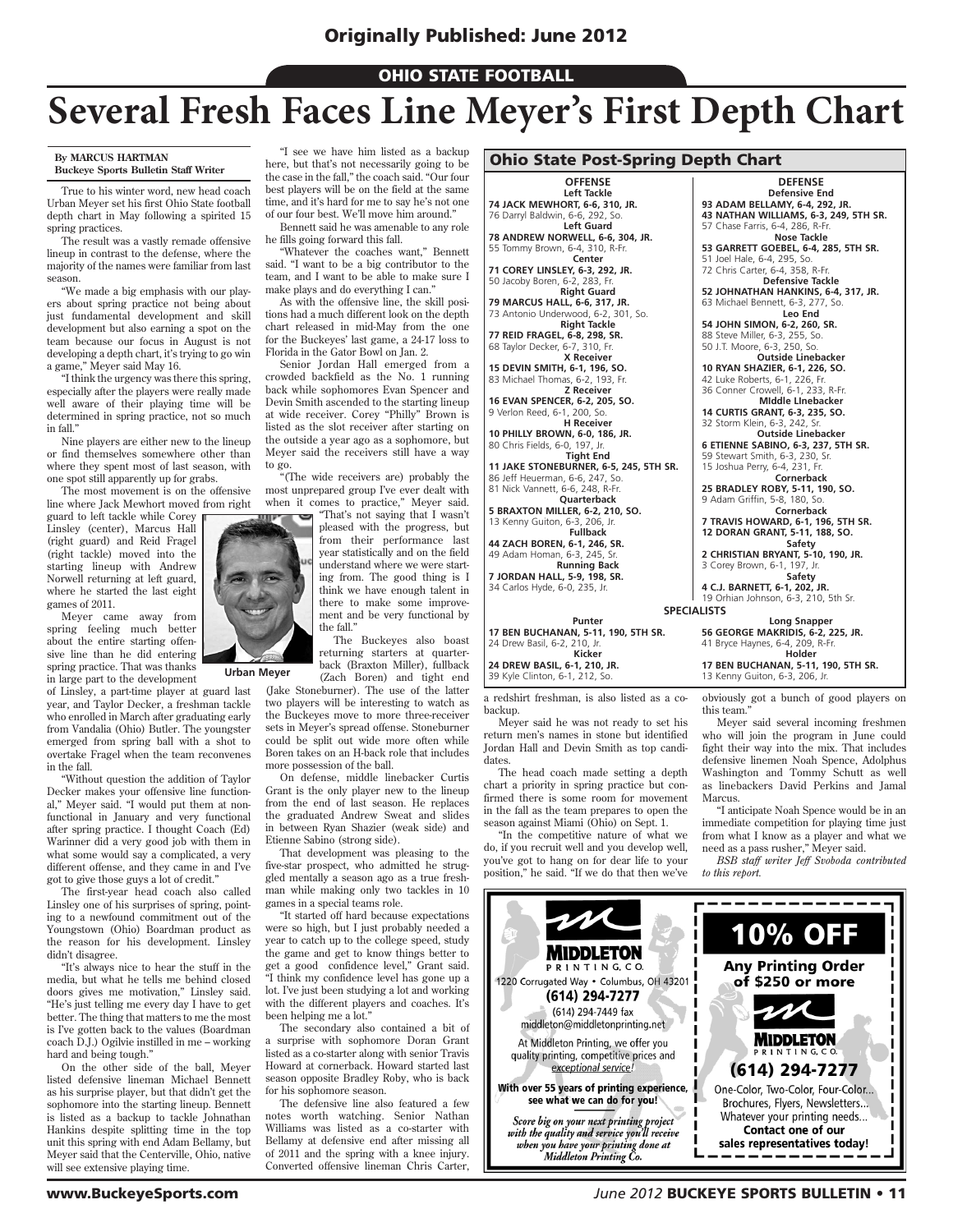Originally Published: June 2012

OHIO STATE FOOTBALL

# Several Fresh Faces Line Meyer's First Depth Chart

**By MARCUS HARTMAN**
**Buckeye Sports Bulletin Staff Writer**

True to his winter word, new head coach Urban Meyer set his first Ohio State football depth chart in May following a spirited 15 spring practices.

The result was a vastly remade offensive lineup in contrast to the defense, where the majority of the names were familiar from last season.

"We made a big emphasis with our players about spring practice not being about just fundamental development and skill development but also earning a spot on the team because our focus in August is not developing a depth chart, it's trying to go win a game," Meyer said May 16.

"I think the urgency was there this spring, especially after the players were really made well aware of their playing time will be determined in spring practice, not so much in fall."

Nine players are either new to the lineup or find themselves somewhere other than where they spent most of last season, with one spot still apparently up for grabs.

The most movement is on the offensive line where Jack Mewhort moved from right guard to left tackle while Corey Linsley (center), Marcus Hall (right guard) and Reid Fragel (right tackle) moved into the starting lineup with Andrew Norwell returning at left guard, where he started the last eight games of 2011.

Meyer came away from spring feeling much better about the entire starting offensive line than he did entering spring practice. That was thanks in large part to the development of Linsley, a part-time player at guard last year, and Taylor Decker, a freshman tackle who enrolled in March after graduating early from Vandalia (Ohio) Butler. The youngster emerged from spring ball with a shot to overtake Fragel when the team reconvenes in the fall.

Urban Meyer

"Without question the addition of Taylor Decker makes your offensive line functional," Meyer said. "I would put them at nonfunctional in January and very functional after spring practice. I thought Coach (Ed) Warinner did a very good job with them in what some would say a complicated, a very different offense, and they came in and I've got to give those guys a lot of credit."

The first-year head coach also called Linsley one of his surprises of spring, pointing to a newfound commitment out of the Youngstown (Ohio) Boardman product as the reason for his development. Linsley didn't disagree.

"It's always nice to hear the stuff in the media, but what he tells me behind closed doors gives me motivation," Linsley said. "He's just telling me every day I have to get better. The thing that matters to me the most is I've gotten back to the values (Boardman coach D.J.) Ogilvie instilled in me – working hard and being tough."

On the other side of the ball, Meyer listed defensive lineman Michael Bennett as his surprise player, but that didn't get the sophomore into the starting lineup. Bennett is listed as a backup to tackle Johnathan Hankins despite splitting time in the top unit this spring with end Adam Bellamy, but Meyer said that the Centerville, Ohio, native will see extensive playing time.

"I see we have him listed as a backup here, but that's not necessarily going to be the case in the fall," the coach said. "Our four best players will be on the field at the same time, and it's hard for me to say he's not one of our four best. We'll move him around."

Bennett said he was amenable to any role he fills going forward this fall.

"Whatever the coaches want," Bennett said. "I want to be a big contributor to the team, and I want to be able to make sure I make plays and do everything I can."

As with the offensive line, the skill positions had a much different look on the depth chart released in mid-May from the one for the Buckeyes' last game, a 24-17 loss to Florida in the Gator Bowl on Jan. 2.

Senior Jordan Hall emerged from a crowded backfield as the No. 1 running back while sophomores Evan Spencer and Devin Smith ascended to the starting lineup at wide receiver. Corey "Philly" Brown is listed as the slot receiver after starting on the outside a year ago as a sophomore, but Meyer said the receivers still have a way to go.

"(The wide receivers are) probably the most unprepared group I've ever dealt with when it comes to practice," Meyer said. "That's not saying that I wasn't pleased with the progress, but from their performance last year statistically and on the field understand where we were starting from. The good thing is I think we have enough talent in there to make some improvement and be very functional by the fall."

The Buckeyes also boast returning starters at quarterback (Braxton Miller), fullback (Zach Boren) and tight end (Jake Stoneburner). The use of the latter two players will be interesting to watch as the Buckeyes move to more three-receiver sets in Meyer's spread offense. Stoneburner could be split out wide more often while Boren takes on an H-back role that includes more possession of the ball.

On defense, middle linebacker Curtis Grant is the only player new to the lineup from the end of last season. He replaces the graduated Andrew Sweat and slides in between Ryan Shazier (weak side) and Etienne Sabino (strong side).

That development was pleasing to the five-star prospect, who admitted he struggled mentally a season ago as a true freshman while making only two tackles in 10 games in a special teams role.

"It started off hard because expectations were so high, but I just probably needed a year to catch up to the college speed, study the game and get to know things better to get a good confidence level," Grant said. "I think my confidence level has gone up a lot. I've just been studying a lot and working with the different players and coaches. It's been helping me a lot."

The secondary also contained a bit of a surprise with sophomore Doran Grant listed as a co-starter along with senior Travis Howard at cornerback. Howard started last season opposite Bradley Roby, who is back for his sophomore season.

The defensive line also featured a few notes worth watching. Senior Nathan Williams was listed as a co-starter with Bellamy at defensive end after missing all of 2011 and the spring with a knee injury. Converted offensive lineman Chris Carter, a redshirt freshman, is also listed as a co-backup.

Meyer said he was not ready to set his return men's names in stone but identified Jordan Hall and Devin Smith as top candidates.

The head coach made setting a depth chart a priority in spring practice but confirmed there is some room for movement in the fall as the team prepares to open the season against Miami (Ohio) on Sept. 1.

"In the competitive nature of what we do, if you recruit well and you develop well, you've got to hang on for dear life to your position," he said. "If we do that then we've obviously got a bunch of good players on this team."

Meyer said several incoming freshmen who will join the program in June could fight their way into the mix. That includes defensive linemen Noah Spence, Adolphus Washington and Tommy Schutt as well as linebackers David Perkins and Jamal Marcus.

"I anticipate Noah Spence would be in an immediate competition for playing time just from what I know as a player and what we need as a pass rusher," Meyer said.

*BSB staff writer Jeff Svoboda contributed to this report.*

## Ohio State Post-Spring Depth Chart

| OFFENSE | DEFENSE |
|---|---|
| **Left Tackle** | **Defensive End** |
| **74 JACK MEWHORT, 6-6, 310, JR.** | **93 ADAM BELLAMY, 6-4, 292, JR.** |
| 76 Darryl Baldwin, 6-6, 292, So. | **43 NATHAN WILLIAMS, 6-3, 249, 5TH SR.** |
| **Left Guard** | 57 Chase Farris, 6-4, 286, R-Fr. |
| **78 ANDREW NORWELL, 6-6, 304, JR.** | **Nose Tackle** |
| 55 Tommy Brown, 6-4, 310, R-Fr. | **53 GARRETT GOEBEL, 6-4, 285, 5TH SR.** |
| **Center** | 51 Joel Hale, 6-4, 295, So. |
| **71 COREY LINSLEY, 6-3, 292, JR.** | 72 Chris Carter, 6-4, 358, R-Fr. |
| 50 Jacoby Boren, 6-2, 283, Fr. | **Defensive Tackle** |
| **Right Guard** | **52 JOHNATHAN HANKINS, 6-4, 317, JR.** |
| **79 MARCUS HALL, 6-6, 317, JR.** | 63 Michael Bennett, 6-3, 277, So. |
| 73 Antonio Underwood, 6-2, 301, So. | **Leo End** |
| **Right Tackle** | **54 JOHN SIMON, 6-2, 260, SR.** |
| **77 REID FRAGEL, 6-8, 298, SR.** | 88 Steve Miller, 6-3, 255, So. |
| 68 Taylor Decker, 6-7, 310, Fr. | 50 J.T. Moore, 6-3, 250, So. |
| **X Receiver** | **Outside Linebacker** |
| **15 DEVIN SMITH, 6-1, 196, SO.** | **10 RYAN SHAZIER, 6-1, 226, SO.** |
| 83 Michael Thomas, 6-2, 193, Fr. | 42 Luke Roberts, 6-1, 226, Fr. |
| **Z Receiver** | 36 Conner Crowell, 6-1, 233, R-Fr. |
| **16 EVAN SPENCER, 6-2, 205, SO.** | **Middle LInebacker** |
| 9 Verlon Reed, 6-1, 200, So. | **14 CURTIS GRANT, 6-3, 235, SO.** |
| **H Receiver** | 32 Storm Klein, 6-3, 242, Sr. |
| **10 PHILLY BROWN, 6-0, 186, JR.** | **Outside Linebacker** |
| 80 Chris Fields, 6-0, 197, Jr. | **6 ETIENNE SABINO, 6-3, 237, 5TH SR.** |
| **Tight End** | 59 Stewart Smith, 6-3, 230, Sr. |
| **11 JAKE STONEBURNER, 6-5, 245, 5TH SR.** | 15 Joshua Perry, 6-4, 231, Fr. |
| 86 Jeff Heuerman, 6-6, 247, So. | **Cornerback** |
| 81 Nick Vannett, 6-6, 248, R-Fr. | **25 BRADLEY ROBY, 5-11, 190, SO.** |
| **Quarterback** | 9 Adam Griffin, 5-8, 180, So. |
| **5 BRAXTON MILLER, 6-2, 210, SO.** | **Cornerback** |
| 13 Kenny Guiton, 6-3, 206, Jr. | **7 TRAVIS HOWARD, 6-1, 196, 5TH SR.** |
| **Fullback** | **12 DORAN GRANT, 5-11, 188, SO.** |
| **44 ZACH BOREN, 6-1, 246, SR.** | **Safety** |
| 49 Adam Homan, 6-3, 245, Sr. | **2 CHRISTIAN BRYANT, 5-10, 190, JR.** |
| **Running Back** | 3 Corey Brown, 6-1, 197, Jr. |
| **7 JORDAN HALL, 5-9, 198, SR.** | **Safety** |
| 34 Carlos Hyde, 6-0, 235, Jr. | **4 C.J. BARNETT, 6-1, 202, JR.** |
| | 19 Orhian Johnson, 6-3, 210, 5th Sr. |
| **SPECIALISTS** | |
| **Punter** | **Long Snapper** |
| **17 BEN BUCHANAN, 5-11, 190, 5TH SR.** | **56 GEORGE MAKRIDIS, 6-2, 225, JR.** |
| 24 Drew Basil, 6-2, 210, Jr. | 41 Bryce Haynes, 6-4, 209, R-Fr. |
| **Kicker** | **Holder** |
| **24 DREW BASIL, 6-1, 210, JR.** | **17 BEN BUCHANAN, 5-11, 190, 5TH SR.** |
| 39 Kyle Clinton, 6-1, 212, So. | 13 Kenny Guiton, 6-3, 206, Jr. |

**MIDDLETON PRINTING, CO.**
1220 Corrugated Way • Columbus, OH 43201
**(614) 294-7277**
(614) 294-7449 fax
middleton@middletonprinting.net

At Middleton Printing, we offer you quality printing, competitive prices and *exceptional service!*

**With over 55 years of printing experience, see what we can do for you!**

***Score big on your next printing project with the quality and service you'll receive when you have your printing done at Middleton Printing Co.***

**10% OFF**
**Any Printing Order of $250 or more**

**MIDDLETON PRINTING, CO.**
**(614) 294-7277**
One-Color, Two-Color, Four-Color...
Brochures, Flyers, Newsletters...
Whatever your printing needs...
**Contact one of our sales representatives today!**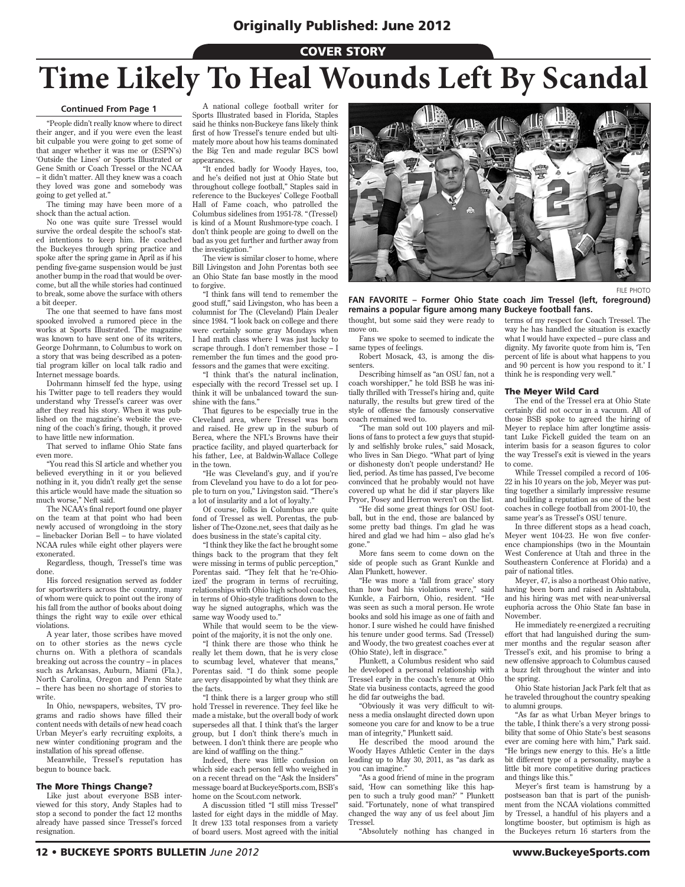Originally Published: June 2012

COVER STORY

# Time Likely To Heal Wounds Left By Scandal

**Continued From Page 1**

"People didn't really know where to direct their anger, and if you were even the least bit culpable you were going to get some of that anger whether it was me or (ESPN's) 'Outside the Lines' or Sports Illustrated or Gene Smith or Coach Tressel or the NCAA – it didn't matter. All they knew was a coach they loved was gone and somebody was going to get yelled at."

The timing may have been more of a shock than the actual action.

No one was quite sure Tressel would survive the ordeal despite the school's stated intentions to keep him. He coached the Buckeyes through spring practice and spoke after the spring game in April as if his pending five-game suspension would be just another bump in the road that would be overcome, but all the while stories had continued to break, some above the surface with others a bit deeper.

The one that seemed to have fans most spooked involved a rumored piece in the works at Sports Illustrated. The magazine was known to have sent one of its writers, George Dohrmann, to Columbus to work on a story that was being described as a potential program killer on local talk radio and Internet message boards.

Dohrmann himself fed the hype, using his Twitter page to tell readers they would understand why Tressel's career was over after they read his story. When it was published on the magazine's website the evening of the coach's firing, though, it proved to have little new information.

That served to inflame Ohio State fans even more.

"You read this SI article and whether you believed everything in it or you believed nothing in it, you didn't really get the sense this article would have made the situation so much worse," Neft said.

The NCAA's final report found one player on the team at that point who had been newly accused of wrongdoing in the story – linebacker Dorian Bell – to have violated NCAA rules while eight other players were exonerated.

Regardless, though, Tressel's time was done.

His forced resignation served as fodder for sportswriters across the country, many of whom were quick to point out the irony of his fall from the author of books about doing things the right way to exile over ethical violations.

A year later, those scribes have moved on to other stories as the news cycle churns on. With a plethora of scandals breaking out across the country – in places such as Arkansas, Auburn, Miami (Fla.), North Carolina, Oregon and Penn State – there has been no shortage of stories to write.

In Ohio, newspapers, websites, TV programs and radio shows have filled their content needs with details of new head coach Urban Meyer's early recruiting exploits, a new winter conditioning program and the installation of his spread offense.

Meanwhile, Tressel's reputation has begun to bounce back.

### The More Things Change?

Like just about everyone BSB interviewed for this story, Andy Staples had to stop a second to ponder the fact 12 months already have passed since Tressel's forced resignation.

A national college football writer for Sports Illustrated based in Florida, Staples said he thinks non-Buckeye fans likely think first of how Tressel's tenure ended but ultimately more about how his teams dominated the Big Ten and made regular BCS bowl appearances.

"It ended badly for Woody Hayes, too, and he's deified not just at Ohio State but throughout college football," Staples said in reference to the Buckeyes' College Football Hall of Fame coach, who patrolled the Columbus sidelines from 1951-78. "(Tressel) is kind of a Mount Rushmore-type coach. I don't think people are going to dwell on the bad as you get further and further away from the investigation."

The view is similar closer to home, where Bill Livingston and John Porentas both see an Ohio State fan base mostly in the mood to forgive.

"I think fans will tend to remember the good stuff," said Livingston, who has been a columnist for The (Cleveland) Plain Dealer since 1984. "I look back on college and there were certainly some gray Mondays when I had math class where I was just lucky to scrape through. I don't remember those – I remember the fun times and the good professors and the games that were exciting.

"I think that's the natural inclination, especially with the record Tressel set up. I think it will be unbalanced toward the sunshine with the fans."

That figures to be especially true in the Cleveland area, where Tressel was born and raised. He grew up in the suburb of Berea, where the NFL's Browns have their practice facility, and played quarterback for his father, Lee, at Baldwin-Wallace College in the town.

"He was Cleveland's guy, and if you're from Cleveland you have to do a lot for people to turn on you," Livingston said. "There's a lot of insularity and a lot of loyalty."

Of course, folks in Columbus are quite fond of Tressel as well. Porentas, the publisher of The-Ozone.net, sees that daily as he does business in the state's capital city.

"I think they like the fact he brought some things back to the program that they felt were missing in terms of public perception," Porentas said. "They felt that he 're-Ohio-ized' the program in terms of recruiting, relationships with Ohio high school coaches, in terms of Ohio-style traditions down to the way he signed autographs, which was the same way Woody used to."

While that would seem to be the viewpoint of the majority, it is not the only one.

"I think there are those who think he really let them down, that he is very close to scumbag level, whatever that means," Porentas said. "I do think some people are very disappointed by what they think are the facts.

"I think there is a larger group who still hold Tressel in reverence. They feel like he made a mistake, but the overall body of work supersedes all that. I think that's the larger group, but I don't think there's much in between. I don't think there are people who are kind of waffling on the thing."

Indeed, there was little confusion on which side each person fell who weighed in on a recent thread on the "Ask the Insiders" message board at BuckeyeSports.com, BSB's home on the Scout.com network.

A discussion titled "I still miss Tressel" lasted for eight days in the middle of May. It drew 133 total responses from a variety of board users. Most agreed with the initial thought, but some said they were ready to move on.

FILE PHOTO

**FAN FAVORITE – Former Ohio State coach Jim Tressel (left, foreground) remains a popular figure among many Buckeye football fans.**

Fans we spoke to seemed to indicate the same types of feelings.

Robert Mosack, 43, is among the dissenters.

Describing himself as "an OSU fan, not a coach worshipper," he told BSB he was initially thrilled with Tressel's hiring and, quite naturally, the results but grew tired of the style of offense the famously conservative coach remained wed to.

"The man sold out 100 players and millions of fans to protect a few guys that stupidly and selfishly broke rules," said Mosack, who lives in San Diego. "What part of lying or dishonesty don't people understand? He lied, period. As time has passed, I've become convinced that he probably would not have covered up what he did if star players like Pryor, Posey and Herron weren't on the list.

"He did some great things for OSU football, but in the end, those are balanced by some pretty bad things. I'm glad he was hired and glad we had him – also glad he's gone."

More fans seem to come down on the side of people such as Grant Kunkle and Alan Plunkett, however.

"He was more a 'fall from grace' story than how bad his violations were," said Kunkle, a Fairborn, Ohio, resident. "He was seen as such a moral person. He wrote books and sold his image as one of faith and honor. I sure wished he could have finished his tenure under good terms. Sad (Tressel) and Woody, the two greatest coaches ever at (Ohio State), left in disgrace."

Plunkett, a Columbus resident who said he developed a personal relationship with Tressel early in the coach's tenure at Ohio State via business contacts, agreed the good he did far outweighs the bad.

"Obviously it was very difficult to witness a media onslaught directed down upon someone you care for and know to be a true man of integrity," Plunkett said.

He described the mood around the Woody Hayes Athletic Center in the days leading up to May 30, 2011, as "as dark as you can imagine."

"As a good friend of mine in the program said, 'How can something like this happen to such a truly good man?' " Plunkett said. "Fortunately, none of what transpired changed the way any of us feel about Jim Tressel.

"Absolutely nothing has changed in terms of my respect for Coach Tressel. The way he has handled the situation is exactly what I would have expected – pure class and dignity. My favorite quote from him is, 'Ten percent of life is about what happens to you and 90 percent is how you respond to it.' I think he is responding very well."

### The Meyer Wild Card

The end of the Tressel era at Ohio State certainly did not occur in a vacuum. All of those BSB spoke to agreed the hiring of Meyer to replace him after longtime assistant Luke Fickell guided the team on an interim basis for a season figures to color the way Tressel's exit is viewed in the years to come.

While Tressel compiled a record of 106-22 in his 10 years on the job, Meyer was putting together a similarly impressive resume and building a reputation as one of the best coaches in college football from 2001-10, the same year's as Tressel's OSU tenure.

In three different stops as a head coach, Meyer went 104-23. He won five conference championships (two in the Mountain West Conference at Utah and three in the Southeastern Conference at Florida) and a pair of national titles.

Meyer, 47, is also a northeast Ohio native, having been born and raised in Ashtabula, and his hiring was met with near-universal euphoria across the Ohio State fan base in November.

He immediately re-energized a recruiting effort that had languished during the summer months and the regular season after Tressel's exit, and his promise to bring a new offensive approach to Columbus caused a buzz felt throughout the winter and into the spring.

Ohio State historian Jack Park felt that as he traveled throughout the country speaking to alumni groups.

"As far as what Urban Meyer brings to the table, I think there's a very strong possibility that some of Ohio State's best seasons ever are coming here with him," Park said. "He brings new energy to this. He's a little bit different type of a personality, maybe a little bit more competitive during practices and things like this."

Meyer's first team is hamstrung by a postseason ban that is part of the punishment from the NCAA violations committed by Tressel, a handful of his players and a longtime booster, but optimism is high as the Buckeyes return 16 starters from the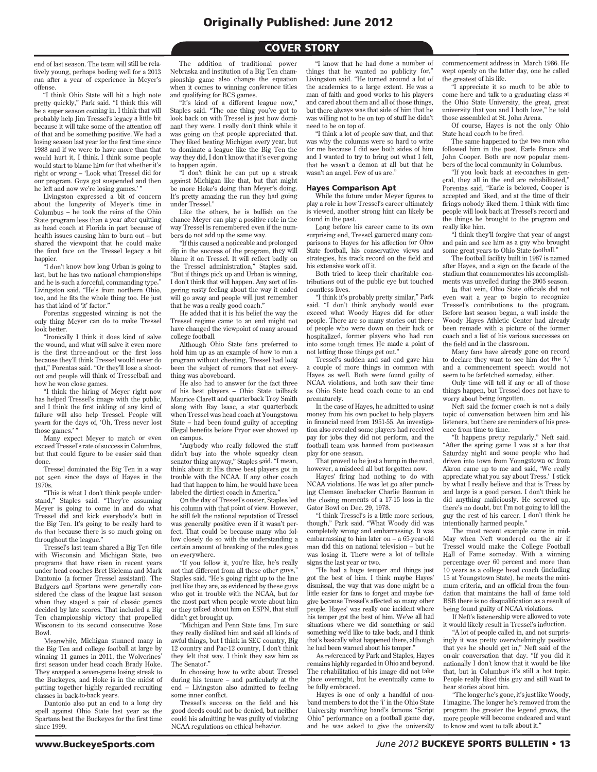end of last season. The team will still be relatively young, perhaps boding well for a 2013 run after a year of experience in Meyer's offense.

"I think Ohio State will hit a high note pretty quickly," Park said. "I think this will be a super season coming in. I think that will probably help Jim Tressel's legacy a little bit because it will take some of the attention off of that and be something positive. We had a losing season last year for the first time since 1988 and if we were to have more than that would hurt it, I think. I think some people would start to blame him for that whether it's right or wrong – 'Look what Tressel did for our program. Guys got suspended and then he left and now we're losing games.' "

Livingston expressed a bit of concern about the longevity of Meyer's time in Columbus – he took the reins of the Ohio State program less than a year after quitting as head coach at Florida in part because of health issues causing him to burn out – but shared the viewpoint that he could make the final face on the Tressel legacy a bit happier.

"I don't know how long Urban is going to last, but he has two national championships and he is such a forceful, commanding type," Livingston said. "He's from northern Ohio, too, and he fits the whole thing too. He just has that kind of 'it' factor."

Porentas suggested winning is not the only thing Meyer can do to make Tressel look better.

"Ironically I think it does kind of salve the wound, and what will salve it even more is the first three-and-out or the first loss because they'll think Tressel would never do that," Porentas said. "Or they'll lose a shootout and people will think of Tresselball and how he won close games.

"I think the hiring of Meyer right now has helped Tressel's image with the public, and I think the first inkling of any kind of failure will also help Tressel. People will yearn for the days of, 'Oh, Tress never lost those games.' "

Many expect Meyer to match or even exceed Tressel's rate of success in Columbus, but that could figure to be easier said than done.

Tressel dominated the Big Ten in a way not seen since the days of Hayes in the 1970s.

"This is what I don't think people understand," Staples said. "They're assuming Meyer is going to come in and do what Tressel did and kick everybody's butt in the Big Ten. It's going to be really hard to do that because there is so much going on throughout the league."

Tressel's last team shared a Big Ten title with Wisconsin and Michigan State, two programs that have risen in recent years under head coaches Bret Bielema and Mark Dantonio (a former Tressel assistant). The Badgers and Spartans were generally considered the class of the league last season when they staged a pair of classic games decided by late scores. That included a Big Ten championship victory that propelled Wisconsin to its second consecutive Rose Bowl.

Meanwhile, Michigan stunned many in the Big Ten and college football at large by winning 11 games in 2011, the Wolverines' first season under head coach Brady Hoke. They snapped a seven-game losing streak to the Buckeyes, and Hoke is in the midst of putting together highly regarded recruiting classes in back-to-back years.

Dantonio also put an end to a long dry spell against Ohio State last year as the Spartans beat the Buckeyes for the first time since 1999.

The addition of traditional power Nebraska and institution of a Big Ten championship game also change the equation when it comes to winning conference titles and qualifying for BCS games.

"It's kind of a different league now," Staples said. "The one thing you've got to look back on with Tressel is just how dominant they were. I really don't think while it was going on that people appreciated that. They liked beating Michigan every year, but to dominate a league like the Big Ten the way they did, I don't know that it's ever going to happen again.

"I don't think he can put up a streak against Michigan like that, but that might be more Hoke's doing than Meyer's doing. It's pretty amazing the run they had going under Tressel."

Like the others, he is bullish on the chance Meyer can play a positive role in the way Tressel is remembered even if the numbers do not add up the same way.

"If this caused a noticeable and prolonged dip in the success of the program, they will blame it on Tressel. It will reflect badly on the Tressel administration," Staples said. "But if things pick up and Urban is winning, I don't think that will happen. Any sort of lingering nasty feeling about the way it ended will go away and people will just remember that he was a really good coach."

He added that it is his belief the way the Tressel regime came to an end might not have changed the viewpoint of many around college football.

Although Ohio State fans preferred to hold him up as an example of how to run a program without cheating, Tressel had long been the subject of rumors that not everything was aboveboard.

He also had to answer for the fact three of his best players – Ohio State tailback Maurice Clarett and quarterback Troy Smith along with Ray Isaac, a star quarterback when Tressel was head coach at Youngstown State – had been found guilty of accepting illegal benefits before Pryor ever showed up on campus.

"Anybody who really followed the stuff didn't buy into the whole squeaky clean senator thing anyway," Staples said. "I mean, think about it: His three best players got in trouble with the NCAA. If any other coach had that happen to him, he would have been labeled the dirtiest coach in America."

On the day of Tressel's ouster, Staples led his column with that point of view. However, he still felt the national reputation of Tressel was generally positive even if it wasn't perfect. That could be because many who follow closely do so with the understanding a certain amount of breaking of the rules goes on everywhere.

"If you follow it, you're like, he's really not that different from all these other guys," Staples said. "He's going right up to the line just like they are, as evidenced by these guys who got in trouble with the NCAA, but for the most part when people wrote about him or they talked about him on ESPN, that stuff didn't get brought up.

"Michigan and Penn State fans, I'm sure they really disliked him and said all kinds of awful things, but I think in SEC country, Big 12 country and Pac-12 country, I don't think they felt that way. I think they saw him as The Senator."

In choosing how to write about Tressel during his tenure – and particularly at the end – Livingston also admitted to feeling some inner conflict.

Tressel's success on the field and his good deeds could not be denied, but neither could his admitting he was guilty of violating NCAA regulations on ethical behavior.

"I know that he had done a number of things that he wanted no publicity for," Livingston said. "He turned around a lot of the academics to a large extent. He was a man of faith and good works to his players and cared about them and all of those things, but there always was that side of him that he was willing not to be on top of stuff he didn't need to be on top of.

"I think a lot of people saw that, and that was why the columns were so hard to write for me because I did see both sides of him and I wanted to try to bring out what I felt, that he wasn't a demon at all but that he wasn't an angel. Few of us are."

### Hayes Comparison Apt

While the future under Meyer figures to play a role in how Tressel's career ultimately is viewed, another strong hint can likely be found in the past.

Long before his career came to its own surprising end, Tressel garnered many comparisons to Hayes for his affection for Ohio State football, his conservative views and strategies, his track record on the field and his extensive work off it.

Both tried to keep their charitable contributions out of the public eye but touched countless lives.

"I think it's probably pretty similar," Park said. "I don't think anybody would ever exceed what Woody Hayes did for other people. There are so many stories out there of people who were down on their luck or hospitalized, former players who had run into some tough times. He made a point of not letting those things get out."

Tressel's sudden and sad end gave him a couple of more things in common with Hayes as well. Both were found guilty of NCAA violations, and both saw their time as Ohio State head coach come to an end prematurely.

In the case of Hayes, he admitted to using money from his own pocket to help players in financial need from 1951-55. An investigation also revealed some players had received pay for jobs they did not perform, and the football team was banned from postseason play for one season.

That proved to be just a bump in the road, however, a misdeed all but forgotten now.

Hayes' firing had nothing to do with NCAA violations. He was let go after punching Clemson linebacker Charlie Bauman in the closing moments of a 17-15 loss in the Gator Bowl on Dec. 29, 1978.

"I think Tressel's is a little more serious, though," Park said. "What Woody did was completely wrong and embarrassing. It was embarrassing to him later on – a 65-year-old man did this on national television – but he was losing it. There were a lot of telltale signs the last year or two.

"He had a huge temper and things just got the best of him. I think maybe Hayes' dismissal, the way that was done might be a little easier for fans to forget and maybe forgive because Tressel's affected so many other people. Hayes' was really one incident where his temper got the best of him. We've all had situations where we did something or said something we'd like to take back, and I think that's basically what happened there, although he had been warned about his temper."

As referenced by Park and Staples, Hayes remains highly regarded in Ohio and beyond. The rehabilitation of his image did not take place overnight, but he eventually came to be fully embraced.

Hayes is one of only a handful of nonband members to dot the 'i' in the Ohio State University marching band's famous "Script Ohio" performance on a football game day, and he was asked to give the university commencement address in March 1986. He wept openly on the latter day, one he called the greatest of his life.

"I appreciate it so much to be able to come here and talk to a graduating class at the Ohio State University, the great, great university that you and I both love," he told those assembled at St. John Arena.

Of course, Hayes is not the only Ohio State head coach to be fired.

The same happened to the two men who followed him in the post, Earle Bruce and John Cooper. Both are now popular members of the local community in Columbus.

"If you look back at ex-coaches in general, they all in the end are rehabilitated," Porentas said. "Earle is beloved, Cooper is accepted and liked, and at the time of their firings nobody liked them. I think with time people will look back at Tressel's record and the things he brought to the program and really like him.

"I think they'll forgive that year of angst and pain and see him as a guy who brought some great years to Ohio State football."

The football facility built in 1987 is named after Hayes, and a sign on the facade of the stadium that commemorates his accomplishments was unveiled during the 2005 season.

In that vein, Ohio State officials did not even wait a year to begin to recognize Tressel's contributions to the program. Before last season began, a wall inside the Woody Hayes Athletic Center had already been remade with a picture of the former coach and a list of his various successes on the field and in the classroom.

Many fans have already gone on record to declare they want to see him dot the 'i,' and a commencement speech would not seem to be farfetched someday, either.

Only time will tell if any or all of those things happen, but Tressel does not have to worry about being forgotten.

Neft said the former coach is not a daily topic of conversation between him and his listeners, but there are reminders of his presence from time to time.

"It happens pretty regularly," Neft said. "After the spring game I was at a bar that Saturday night and some people who had driven into town from Youngstown or from Akron came up to me and said, 'We really appreciate what you say about Tress.' I stick by what I really believe and that is Tress by and large is a good person. I don't think he did anything maliciously. He screwed up, there's no doubt, but I'm not going to kill the guy the rest of his career. I don't think he intentionally harmed people."

The most recent example came in mid-May when Neft wondered on the air if Tressel would make the College Football Hall of Fame someday. With a winning percentage over 60 percent and more than 10 years as a college head coach (including 15 at Youngstown State), he meets the minimum criteria, and an official from the foundation that maintains the hall of fame told BSB there is no disqualification as a result of being found guilty of NCAA violations.

If Neft's listenership were allowed to vote it would likely result in Tressel's induction.

"A lot of people called in, and not surprisingly it was pretty overwhelmingly positive that yes he should get in," Neft said of the on-air conversation that day. "If you did it nationally I don't know that it would be like that, but in Columbus it's still a hot topic. People really liked this guy and still want to hear stories about him.

"The longer he's gone, it's just like Woody, I imagine. The longer he's removed from the program the greater the legend grows, the more people will become endeared and want to know and want to talk about it."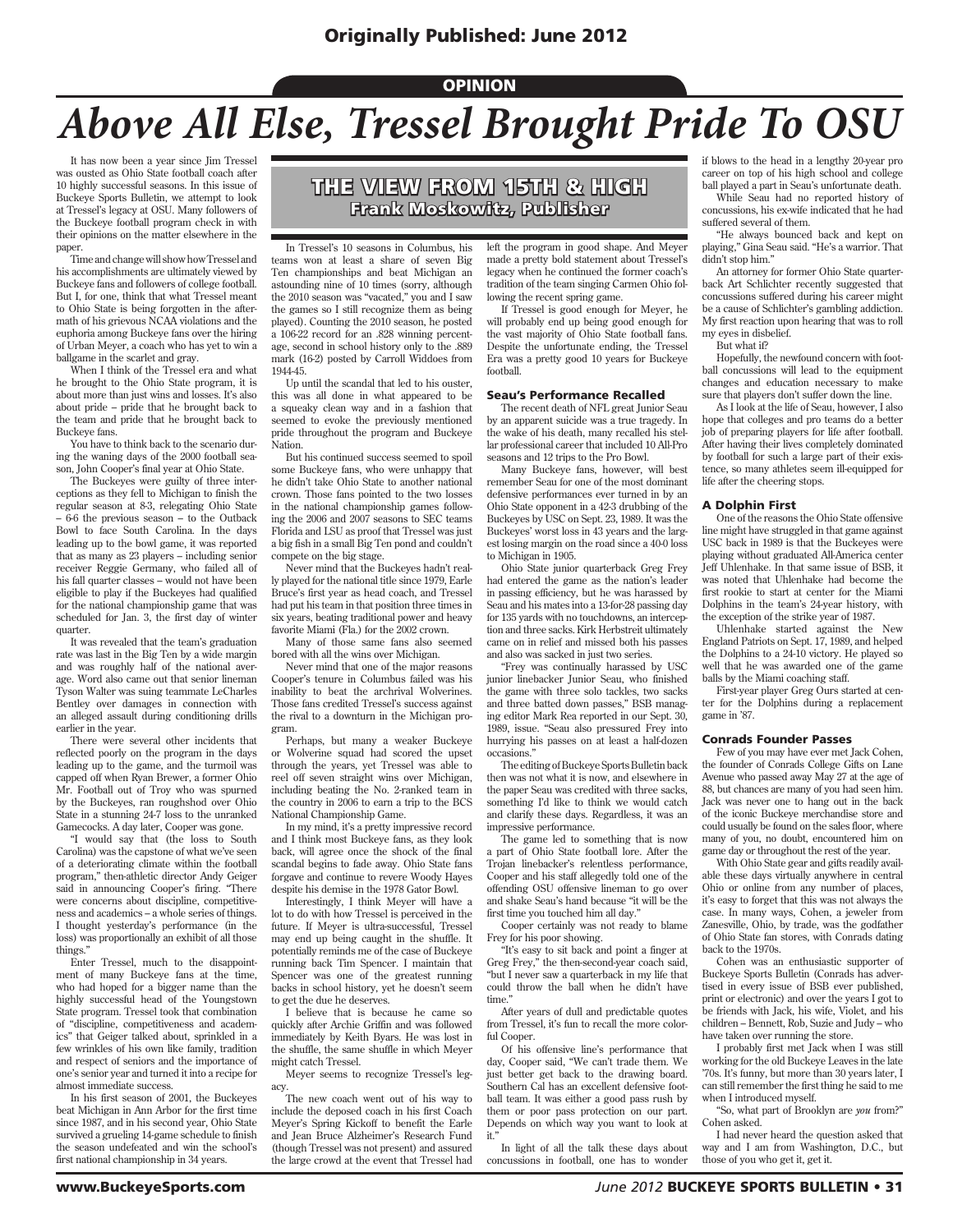Originally Published: June 2012

OPINION

# *Above All Else, Tressel Brought Pride To OSU*

It has now been a year since Jim Tressel was ousted as Ohio State football coach after 10 highly successful seasons. In this issue of Buckeye Sports Bulletin, we attempt to look at Tressel's legacy at OSU. Many followers of the Buckeye football program check in with their opinions on the matter elsewhere in the paper.

Time and change will show how Tressel and his accomplishments are ultimately viewed by Buckeye fans and followers of college football. But I, for one, think that what Tressel meant to Ohio State is being forgotten in the aftermath of his grievous NCAA violations and the euphoria among Buckeye fans over the hiring of Urban Meyer, a coach who has yet to win a ballgame in the scarlet and gray.

When I think of the Tressel era and what he brought to the Ohio State program, it is about more than just wins and losses. It's also about pride – pride that he brought back to the team and pride that he brought back to Buckeye fans.

You have to think back to the scenario during the waning days of the 2000 football season, John Cooper's final year at Ohio State.

The Buckeyes were guilty of three interceptions as they fell to Michigan to finish the regular season at 8-3, relegating Ohio State – 6-6 the previous season – to the Outback Bowl to face South Carolina. In the days leading up to the bowl game, it was reported that as many as 23 players – including senior receiver Reggie Germany, who failed all of his fall quarter classes – would not have been eligible to play if the Buckeyes had qualified for the national championship game that was scheduled for Jan. 3, the first day of winter quarter.

It was revealed that the team's graduation rate was last in the Big Ten by a wide margin and was roughly half of the national average. Word also came out that senior lineman Tyson Walter was suing teammate LeCharles Bentley over damages in connection with an alleged assault during conditioning drills earlier in the year.

There were several other incidents that reflected poorly on the program in the days leading up to the game, and the turmoil was capped off when Ryan Brewer, a former Ohio Mr. Football out of Troy who was spurned by the Buckeyes, ran roughshod over Ohio State in a stunning 24-7 loss to the unranked Gamecocks. A day later, Cooper was gone.

"I would say that (the loss to South Carolina) was the capstone of what we've seen of a deteriorating climate within the football program," then-athletic director Andy Geiger said in announcing Cooper's firing. "There were concerns about discipline, competitiveness and academics – a whole series of things. I thought yesterday's performance (in the loss) was proportionally an exhibit of all those things."

Enter Tressel, much to the disappointment of many Buckeye fans at the time, who had hoped for a bigger name than the highly successful head of the Youngstown State program. Tressel took that combination of "discipline, competitiveness and academics" that Geiger talked about, sprinkled in a few wrinkles of his own like family, tradition and respect of seniors and the importance of one's senior year and turned it into a recipe for almost immediate success.

In his first season of 2001, the Buckeyes beat Michigan in Ann Arbor for the first time since 1987, and in his second year, Ohio State survived a grueling 14-game schedule to finish the season undefeated and win the school's first national championship in 34 years.

## THE VIEW FROM 15TH & HIGH

**Frank Moskowitz, Publisher**

In Tressel's 10 seasons in Columbus, his teams won at least a share of seven Big Ten championships and beat Michigan an astounding nine of 10 times (sorry, although the 2010 season was "vacated," you and I saw the games so I still recognize them as being played). Counting the 2010 season, he posted a 106-22 record for an .828 winning percentage, second in school history only to the .889 mark (16-2) posted by Carroll Widdoes from 1944-45.

Up until the scandal that led to his ouster, this was all done in what appeared to be a squeaky clean way and in a fashion that seemed to evoke the previously mentioned pride throughout the program and Buckeye Nation.

But his continued success seemed to spoil some Buckeye fans, who were unhappy that he didn't take Ohio State to another national crown. Those fans pointed to the two losses in the national championship games following the 2006 and 2007 seasons to SEC teams Florida and LSU as proof that Tressel was just a big fish in a small Big Ten pond and couldn't compete on the big stage.

Never mind that the Buckeyes hadn't really played for the national title since 1979, Earle Bruce's first year as head coach, and Tressel had put his team in that position three times in six years, beating traditional power and heavy favorite Miami (Fla.) for the 2002 crown.

Many of those same fans also seemed bored with all the wins over Michigan.

Never mind that one of the major reasons Cooper's tenure in Columbus failed was his inability to beat the archrival Wolverines. Those fans credited Tressel's success against the rival to a downturn in the Michigan program.

Perhaps, but many a weaker Buckeye or Wolverine squad had scored the upset through the years, yet Tressel was able to reel off seven straight wins over Michigan, including beating the No. 2-ranked team in the country in 2006 to earn a trip to the BCS National Championship Game.

In my mind, it's a pretty impressive record and I think most Buckeye fans, as they look back, will agree once the shock of the final scandal begins to fade away. Ohio State fans forgave and continue to revere Woody Hayes despite his demise in the 1978 Gator Bowl.

Interestingly, I think Meyer will have a lot to do with how Tressel is perceived in the future. If Meyer is ultra-successful, Tressel may end up being caught in the shuffle. It potentially reminds me of the case of Buckeye running back Tim Spencer. I maintain that Spencer was one of the greatest running backs in school history, yet he doesn't seem to get the due he deserves.

I believe that is because he came so quickly after Archie Griffin and was followed immediately by Keith Byars. He was lost in the shuffle, the same shuffle in which Meyer might catch Tressel.

Meyer seems to recognize Tressel's legacy.

The new coach went out of his way to include the deposed coach in his first Coach Meyer's Spring Kickoff to benefit the Earle and Jean Bruce Alzheimer's Research Fund (though Tressel was not present) and assured the large crowd at the event that Tressel had left the program in good shape. And Meyer made a pretty bold statement about Tressel's legacy when he continued the former coach's tradition of the team singing Carmen Ohio following the recent spring game.

If Tressel is good enough for Meyer, he will probably end up being good enough for the vast majority of Ohio State football fans. Despite the unfortunate ending, the Tressel Era was a pretty good 10 years for Buckeye football.

### Seau's Performance Recalled

The recent death of NFL great Junior Seau by an apparent suicide was a true tragedy. In the wake of his death, many recalled his stellar professional career that included 10 All-Pro seasons and 12 trips to the Pro Bowl.

Many Buckeye fans, however, will best remember Seau for one of the most dominant defensive performances ever turned in by an Ohio State opponent in a 42-3 drubbing of the Buckeyes by USC on Sept. 23, 1989. It was the Buckeyes' worst loss in 43 years and the largest losing margin on the road since a 40-0 loss to Michigan in 1905.

Ohio State junior quarterback Greg Frey had entered the game as the nation's leader in passing efficiency, but he was harassed by Seau and his mates into a 13-for-28 passing day for 135 yards with no touchdowns, an interception and three sacks. Kirk Herbstreit ultimately came on in relief and missed both his passes and also was sacked in just two series.

"Frey was continually harassed by USC junior linebacker Junior Seau, who finished the game with three solo tackles, two sacks and three batted down passes," BSB managing editor Mark Rea reported in our Sept. 30, 1989, issue. "Seau also pressured Frey into hurrying his passes on at least a half-dozen occasions."

The editing of Buckeye Sports Bulletin back then was not what it is now, and elsewhere in the paper Seau was credited with three sacks, something I'd like to think we would catch and clarify these days. Regardless, it was an impressive performance.

The game led to something that is now a part of Ohio State football lore. After the Trojan linebacker's relentless performance, Cooper and his staff allegedly told one of the offending OSU offensive lineman to go over and shake Seau's hand because "it will be the first time you touched him all day."

Cooper certainly was not ready to blame Frey for his poor showing.

"It's easy to sit back and point a finger at Greg Frey," the then-second-year coach said, "but I never saw a quarterback in my life that could throw the ball when he didn't have time."

After years of dull and predictable quotes from Tressel, it's fun to recall the more colorful Cooper.

Of his offensive line's performance that day, Cooper said, "We can't trade them. We just better get back to the drawing board. Southern Cal has an excellent defensive football team. It was either a good pass rush by them or poor pass protection on our part. Depends on which way you want to look at it."

In light of all the talk these days about concussions in football, one has to wonder if blows to the head in a lengthy 20-year pro career on top of his high school and college ball played a part in Seau's unfortunate death.

While Seau had no reported history of concussions, his ex-wife indicated that he had suffered several of them.

"He always bounced back and kept on playing," Gina Seau said. "He's a warrior. That didn't stop him."

An attorney for former Ohio State quarterback Art Schlichter recently suggested that concussions suffered during his career might be a cause of Schlichter's gambling addiction. My first reaction upon hearing that was to roll my eyes in disbelief.

But what if?

Hopefully, the newfound concern with football concussions will lead to the equipment changes and education necessary to make sure that players don't suffer down the line.

As I look at the life of Seau, however, I also hope that colleges and pro teams do a better job of preparing players for life after football. After having their lives completely dominated by football for such a large part of their existence, so many athletes seem ill-equipped for life after the cheering stops.

### A Dolphin First

One of the reasons the Ohio State offensive line might have struggled in that game against USC back in 1989 is that the Buckeyes were playing without graduated All-America center Jeff Uhlenhake. In that same issue of BSB, it was noted that Uhlenhake had become the first rookie to start at center for the Miami Dolphins in the team's 24-year history, with the exception of the strike year of 1987.

Uhlenhake started against the New England Patriots on Sept. 17, 1989, and helped the Dolphins to a 24-10 victory. He played so well that he was awarded one of the game balls by the Miami coaching staff.

First-year player Greg Ours started at center for the Dolphins during a replacement game in '87.

### Conrads Founder Passes

Few of you may have ever met Jack Cohen, the founder of Conrads College Gifts on Lane Avenue who passed away May 27 at the age of 88, but chances are many of you had seen him. Jack was never one to hang out in the back of the iconic Buckeye merchandise store and could usually be found on the sales floor, where many of you, no doubt, encountered him on game day or throughout the rest of the year.

With Ohio State gear and gifts readily available these days virtually anywhere in central Ohio or online from any number of places, it's easy to forget that this was not always the case. In many ways, Cohen, a jeweler from Zanesville, Ohio, by trade, was the godfather of Ohio State fan stores, with Conrads dating back to the 1970s.

Cohen was an enthusiastic supporter of Buckeye Sports Bulletin (Conrads has advertised in every issue of BSB ever published, print or electronic) and over the years I got to be friends with Jack, his wife, Violet, and his children – Bennett, Rob, Suzie and Judy – who have taken over running the store.

I probably first met Jack when I was still working for the old Buckeye Leaves in the late '70s. It's funny, but more than 30 years later, I can still remember the first thing he said to me when I introduced myself.

"So, what part of Brooklyn are *you* from?" Cohen asked.

I had never heard the question asked that way and I am from Washington, D.C., but those of you who get it, get it.